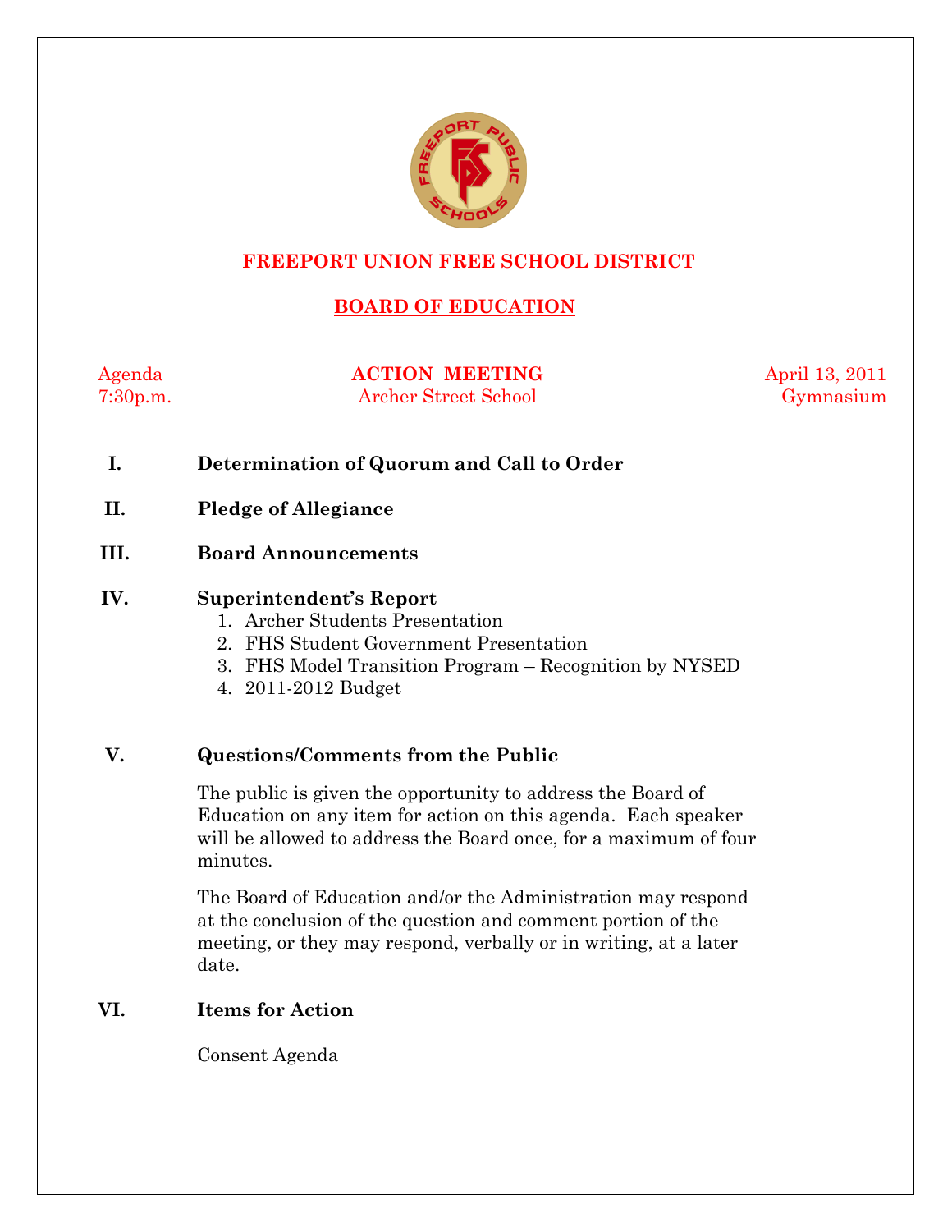# FREEPORT UNION FREE SCHOOL DISTRICT

## BOARD OF EDUCATION

Agenda — **ACTION MEETING** — April 13, 2011

7:30p.m. — Archer Street School — Gymnasium

**I.** **Determination of Quorum and Call to Order**

**II.** **Pledge of Allegiance**

**III.** **Board Announcements**

**IV.** **Superintendent's Report**

1. Archer Students Presentation
2. FHS Student Government Presentation
3. FHS Model Transition Program – Recognition by NYSED
4. 2011-2012 Budget

**V.** **Questions/Comments from the Public**

The public is given the opportunity to address the Board of Education on any item for action on this agenda. Each speaker will be allowed to address the Board once, for a maximum of four minutes.

The Board of Education and/or the Administration may respond at the conclusion of the question and comment portion of the meeting, or they may respond, verbally or in writing, at a later date.

**VI.** **Items for Action**

Consent Agenda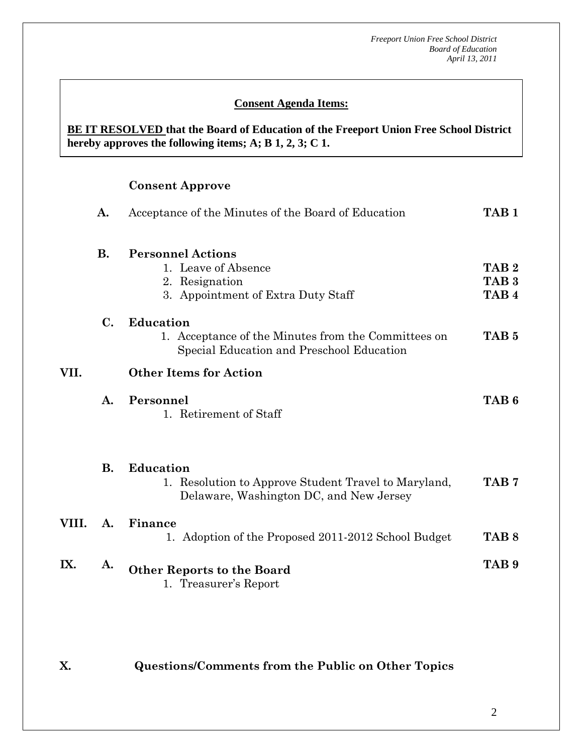**Consent Agenda Items:**

**BE IT RESOLVED that the Board of Education of the Freeport Union Free School District hereby approves the following items; A; B 1, 2, 3; C 1.**

**Consent Approve**

**A.** Acceptance of the Minutes of the Board of Education **TAB 1**

**B. Personnel Actions**

1. Leave of Absence **TAB 2**
2. Resignation **TAB 3**
3. Appointment of Extra Duty Staff **TAB 4**

**C. Education**

1. Acceptance of the Minutes from the Committees on Special Education and Preschool Education **TAB 5**

## VII. Other Items for Action

**A. Personnel** **TAB 6**

1. Retirement of Staff

**B. Education**

1. Resolution to Approve Student Travel to Maryland, Delaware, Washington DC, and New Jersey **TAB 7**

## VIII. A. Finance

1. Adoption of the Proposed 2011-2012 School Budget **TAB 8**

## IX. A. Other Reports to the Board **TAB 9**

1. Treasurer's Report

## X. Questions/Comments from the Public on Other Topics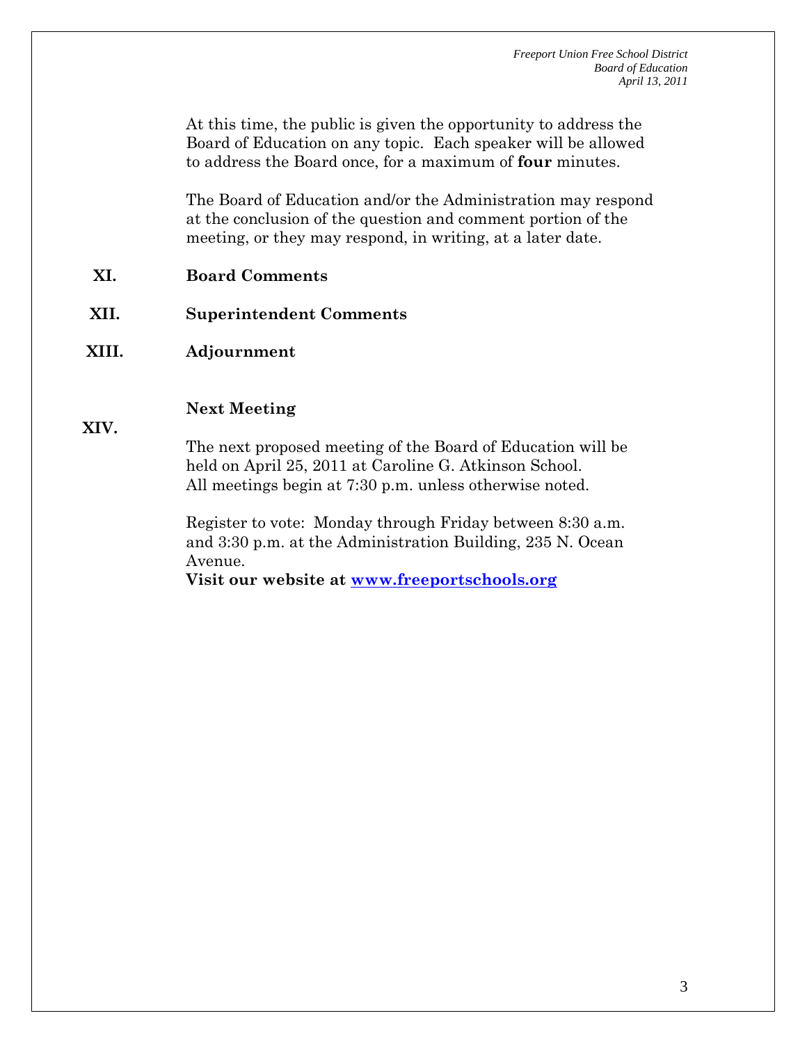At this time, the public is given the opportunity to address the Board of Education on any topic. Each speaker will be allowed to address the Board once, for a maximum of **four** minutes.

The Board of Education and/or the Administration may respond at the conclusion of the question and comment portion of the meeting, or they may respond, in writing, at a later date.

**XI. Board Comments**

**XII. Superintendent Comments**

**XIII. Adjournment**

**XIV. Next Meeting**

The next proposed meeting of the Board of Education will be held on April 25, 2011 at Caroline G. Atkinson School. All meetings begin at 7:30 p.m. unless otherwise noted.

Register to vote: Monday through Friday between 8:30 a.m. and 3:30 p.m. at the Administration Building, 235 N. Ocean Avenue.

**Visit our website at [www.freeportschools.org](http://www.freeportschools.org)**